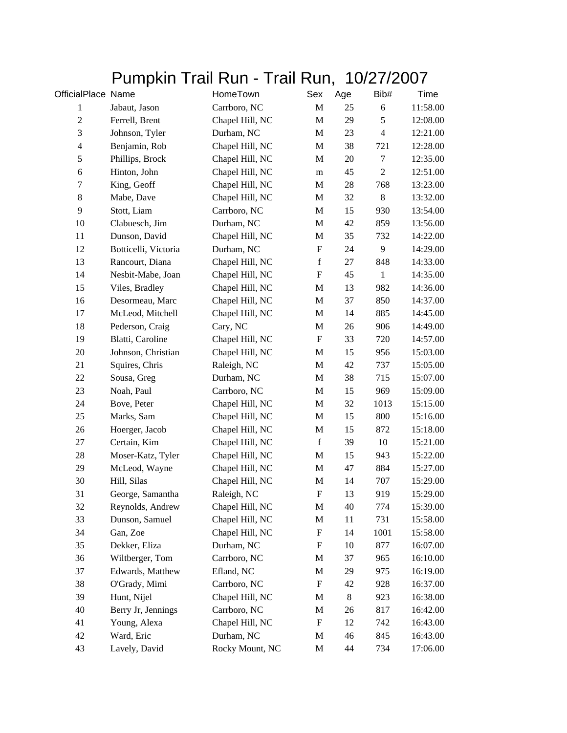# Pumpkin Trail Run - Trail Run, 10/27/2007

| OfficialPlace | Name | HomeTown | Sex | Age | Bib# | Time |
|---|---|---|---|---|---|---|
| 1 | Jabaut, Jason | Carrboro, NC | M | 25 | 6 | 11:58.00 |
| 2 | Ferrell, Brent | Chapel Hill, NC | M | 29 | 5 | 12:08.00 |
| 3 | Johnson, Tyler | Durham, NC | M | 23 | 4 | 12:21.00 |
| 4 | Benjamin, Rob | Chapel Hill, NC | M | 38 | 721 | 12:28.00 |
| 5 | Phillips, Brock | Chapel Hill, NC | M | 20 | 7 | 12:35.00 |
| 6 | Hinton, John | Chapel Hill, NC | m | 45 | 2 | 12:51.00 |
| 7 | King, Geoff | Chapel Hill, NC | M | 28 | 768 | 13:23.00 |
| 8 | Mabe, Dave | Chapel Hill, NC | M | 32 | 8 | 13:32.00 |
| 9 | Stott, Liam | Carrboro, NC | M | 15 | 930 | 13:54.00 |
| 10 | Clabuesch, Jim | Durham, NC | M | 42 | 859 | 13:56.00 |
| 11 | Dunson, David | Chapel Hill, NC | M | 35 | 732 | 14:22.00 |
| 12 | Botticelli, Victoria | Durham, NC | F | 24 | 9 | 14:29.00 |
| 13 | Rancourt, Diana | Chapel Hill, NC | f | 27 | 848 | 14:33.00 |
| 14 | Nesbit-Mabe, Joan | Chapel Hill, NC | F | 45 | 1 | 14:35.00 |
| 15 | Viles, Bradley | Chapel Hill, NC | M | 13 | 982 | 14:36.00 |
| 16 | Desormeau, Marc | Chapel Hill, NC | M | 37 | 850 | 14:37.00 |
| 17 | McLeod, Mitchell | Chapel Hill, NC | M | 14 | 885 | 14:45.00 |
| 18 | Pederson, Craig | Cary, NC | M | 26 | 906 | 14:49.00 |
| 19 | Blatti, Caroline | Chapel Hill, NC | F | 33 | 720 | 14:57.00 |
| 20 | Johnson, Christian | Chapel Hill, NC | M | 15 | 956 | 15:03.00 |
| 21 | Squires, Chris | Raleigh, NC | M | 42 | 737 | 15:05.00 |
| 22 | Sousa, Greg | Durham, NC | M | 38 | 715 | 15:07.00 |
| 23 | Noah, Paul | Carrboro, NC | M | 15 | 969 | 15:09.00 |
| 24 | Bove, Peter | Chapel Hill, NC | M | 32 | 1013 | 15:15.00 |
| 25 | Marks, Sam | Chapel Hill, NC | M | 15 | 800 | 15:16.00 |
| 26 | Hoerger, Jacob | Chapel Hill, NC | M | 15 | 872 | 15:18.00 |
| 27 | Certain, Kim | Chapel Hill, NC | f | 39 | 10 | 15:21.00 |
| 28 | Moser-Katz, Tyler | Chapel Hill, NC | M | 15 | 943 | 15:22.00 |
| 29 | McLeod, Wayne | Chapel Hill, NC | M | 47 | 884 | 15:27.00 |
| 30 | Hill, Silas | Chapel Hill, NC | M | 14 | 707 | 15:29.00 |
| 31 | George, Samantha | Raleigh, NC | F | 13 | 919 | 15:29.00 |
| 32 | Reynolds, Andrew | Chapel Hill, NC | M | 40 | 774 | 15:39.00 |
| 33 | Dunson, Samuel | Chapel Hill, NC | M | 11 | 731 | 15:58.00 |
| 34 | Gan, Zoe | Chapel Hill, NC | F | 14 | 1001 | 15:58.00 |
| 35 | Dekker, Eliza | Durham, NC | F | 10 | 877 | 16:07.00 |
| 36 | Wiltberger, Tom | Carrboro, NC | M | 37 | 965 | 16:10.00 |
| 37 | Edwards, Matthew | Efland, NC | M | 29 | 975 | 16:19.00 |
| 38 | O'Grady, Mimi | Carrboro, NC | F | 42 | 928 | 16:37.00 |
| 39 | Hunt, Nijel | Chapel Hill, NC | M | 8 | 923 | 16:38.00 |
| 40 | Berry Jr, Jennings | Carrboro, NC | M | 26 | 817 | 16:42.00 |
| 41 | Young, Alexa | Chapel Hill, NC | F | 12 | 742 | 16:43.00 |
| 42 | Ward, Eric | Durham, NC | M | 46 | 845 | 16:43.00 |
| 43 | Lavely, David | Rocky Mount, NC | M | 44 | 734 | 17:06.00 |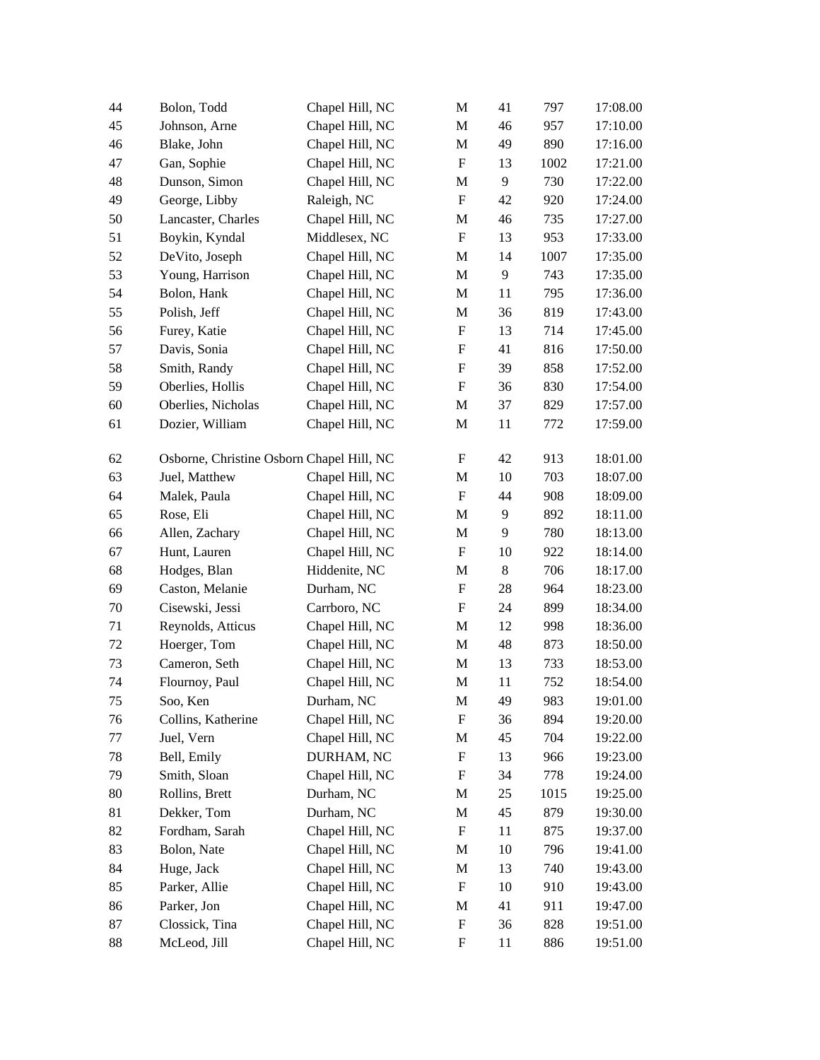| | | | | | | |
|---|---|---|---|---|---|---|
| 44 | Bolon, Todd | Chapel Hill, NC | M | 41 | 797 | 17:08.00 |
| 45 | Johnson, Arne | Chapel Hill, NC | M | 46 | 957 | 17:10.00 |
| 46 | Blake, John | Chapel Hill, NC | M | 49 | 890 | 17:16.00 |
| 47 | Gan, Sophie | Chapel Hill, NC | F | 13 | 1002 | 17:21.00 |
| 48 | Dunson, Simon | Chapel Hill, NC | M | 9 | 730 | 17:22.00 |
| 49 | George, Libby | Raleigh, NC | F | 42 | 920 | 17:24.00 |
| 50 | Lancaster, Charles | Chapel Hill, NC | M | 46 | 735 | 17:27.00 |
| 51 | Boykin, Kyndal | Middlesex, NC | F | 13 | 953 | 17:33.00 |
| 52 | DeVito, Joseph | Chapel Hill, NC | M | 14 | 1007 | 17:35.00 |
| 53 | Young, Harrison | Chapel Hill, NC | M | 9 | 743 | 17:35.00 |
| 54 | Bolon, Hank | Chapel Hill, NC | M | 11 | 795 | 17:36.00 |
| 55 | Polish, Jeff | Chapel Hill, NC | M | 36 | 819 | 17:43.00 |
| 56 | Furey, Katie | Chapel Hill, NC | F | 13 | 714 | 17:45.00 |
| 57 | Davis, Sonia | Chapel Hill, NC | F | 41 | 816 | 17:50.00 |
| 58 | Smith, Randy | Chapel Hill, NC | F | 39 | 858 | 17:52.00 |
| 59 | Oberlies, Hollis | Chapel Hill, NC | F | 36 | 830 | 17:54.00 |
| 60 | Oberlies, Nicholas | Chapel Hill, NC | M | 37 | 829 | 17:57.00 |
| 61 | Dozier, William | Chapel Hill, NC | M | 11 | 772 | 17:59.00 |
| 62 | Osborne, Christine Osborn | Chapel Hill, NC | F | 42 | 913 | 18:01.00 |
| 63 | Juel, Matthew | Chapel Hill, NC | M | 10 | 703 | 18:07.00 |
| 64 | Malek, Paula | Chapel Hill, NC | F | 44 | 908 | 18:09.00 |
| 65 | Rose, Eli | Chapel Hill, NC | M | 9 | 892 | 18:11.00 |
| 66 | Allen, Zachary | Chapel Hill, NC | M | 9 | 780 | 18:13.00 |
| 67 | Hunt, Lauren | Chapel Hill, NC | F | 10 | 922 | 18:14.00 |
| 68 | Hodges, Blan | Hiddenite, NC | M | 8 | 706 | 18:17.00 |
| 69 | Caston, Melanie | Durham, NC | F | 28 | 964 | 18:23.00 |
| 70 | Cisewski, Jessi | Carrboro, NC | F | 24 | 899 | 18:34.00 |
| 71 | Reynolds, Atticus | Chapel Hill, NC | M | 12 | 998 | 18:36.00 |
| 72 | Hoerger, Tom | Chapel Hill, NC | M | 48 | 873 | 18:50.00 |
| 73 | Cameron, Seth | Chapel Hill, NC | M | 13 | 733 | 18:53.00 |
| 74 | Flournoy, Paul | Chapel Hill, NC | M | 11 | 752 | 18:54.00 |
| 75 | Soo, Ken | Durham, NC | M | 49 | 983 | 19:01.00 |
| 76 | Collins, Katherine | Chapel Hill, NC | F | 36 | 894 | 19:20.00 |
| 77 | Juel, Vern | Chapel Hill, NC | M | 45 | 704 | 19:22.00 |
| 78 | Bell, Emily | DURHAM, NC | F | 13 | 966 | 19:23.00 |
| 79 | Smith, Sloan | Chapel Hill, NC | F | 34 | 778 | 19:24.00 |
| 80 | Rollins, Brett | Durham, NC | M | 25 | 1015 | 19:25.00 |
| 81 | Dekker, Tom | Durham, NC | M | 45 | 879 | 19:30.00 |
| 82 | Fordham, Sarah | Chapel Hill, NC | F | 11 | 875 | 19:37.00 |
| 83 | Bolon, Nate | Chapel Hill, NC | M | 10 | 796 | 19:41.00 |
| 84 | Huge, Jack | Chapel Hill, NC | M | 13 | 740 | 19:43.00 |
| 85 | Parker, Allie | Chapel Hill, NC | F | 10 | 910 | 19:43.00 |
| 86 | Parker, Jon | Chapel Hill, NC | M | 41 | 911 | 19:47.00 |
| 87 | Clossick, Tina | Chapel Hill, NC | F | 36 | 828 | 19:51.00 |
| 88 | McLeod, Jill | Chapel Hill, NC | F | 11 | 886 | 19:51.00 |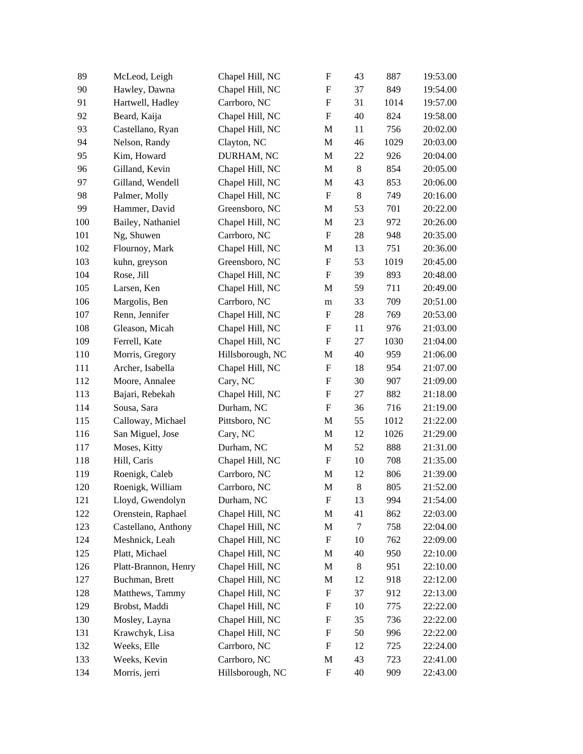| | | | | | | |
|---|---|---|---|---|---|---|
| 89 | McLeod, Leigh | Chapel Hill, NC | F | 43 | 887 | 19:53.00 |
| 90 | Hawley, Dawna | Chapel Hill, NC | F | 37 | 849 | 19:54.00 |
| 91 | Hartwell, Hadley | Carrboro, NC | F | 31 | 1014 | 19:57.00 |
| 92 | Beard, Kaija | Chapel Hill, NC | F | 40 | 824 | 19:58.00 |
| 93 | Castellano, Ryan | Chapel Hill, NC | M | 11 | 756 | 20:02.00 |
| 94 | Nelson, Randy | Clayton, NC | M | 46 | 1029 | 20:03.00 |
| 95 | Kim, Howard | DURHAM, NC | M | 22 | 926 | 20:04.00 |
| 96 | Gilland, Kevin | Chapel Hill, NC | M | 8 | 854 | 20:05.00 |
| 97 | Gilland, Wendell | Chapel Hill, NC | M | 43 | 853 | 20:06.00 |
| 98 | Palmer, Molly | Chapel Hill, NC | F | 8 | 749 | 20:16.00 |
| 99 | Hammer, David | Greensboro, NC | M | 53 | 701 | 20:22.00 |
| 100 | Bailey, Nathaniel | Chapel Hill, NC | M | 23 | 972 | 20:26.00 |
| 101 | Ng, Shuwen | Carrboro, NC | F | 28 | 948 | 20:35.00 |
| 102 | Flournoy, Mark | Chapel Hill, NC | M | 13 | 751 | 20:36.00 |
| 103 | kuhn, greyson | Greensboro, NC | F | 53 | 1019 | 20:45.00 |
| 104 | Rose, Jill | Chapel Hill, NC | F | 39 | 893 | 20:48.00 |
| 105 | Larsen, Ken | Chapel Hill, NC | M | 59 | 711 | 20:49.00 |
| 106 | Margolis, Ben | Carrboro, NC | m | 33 | 709 | 20:51.00 |
| 107 | Renn, Jennifer | Chapel Hill, NC | F | 28 | 769 | 20:53.00 |
| 108 | Gleason, Micah | Chapel Hill, NC | F | 11 | 976 | 21:03.00 |
| 109 | Ferrell, Kate | Chapel Hill, NC | F | 27 | 1030 | 21:04.00 |
| 110 | Morris, Gregory | Hillsborough, NC | M | 40 | 959 | 21:06.00 |
| 111 | Archer, Isabella | Chapel Hill, NC | F | 18 | 954 | 21:07.00 |
| 112 | Moore, Annalee | Cary, NC | F | 30 | 907 | 21:09.00 |
| 113 | Bajari, Rebekah | Chapel Hill, NC | F | 27 | 882 | 21:18.00 |
| 114 | Sousa, Sara | Durham, NC | F | 36 | 716 | 21:19.00 |
| 115 | Calloway, Michael | Pittsboro, NC | M | 55 | 1012 | 21:22.00 |
| 116 | San Miguel, Jose | Cary, NC | M | 12 | 1026 | 21:29.00 |
| 117 | Moses, Kitty | Durham, NC | M | 52 | 888 | 21:31.00 |
| 118 | Hill, Caris | Chapel Hill, NC | F | 10 | 708 | 21:35.00 |
| 119 | Roenigk, Caleb | Carrboro, NC | M | 12 | 806 | 21:39.00 |
| 120 | Roenigk, William | Carrboro, NC | M | 8 | 805 | 21:52.00 |
| 121 | Lloyd, Gwendolyn | Durham, NC | F | 13 | 994 | 21:54.00 |
| 122 | Orenstein, Raphael | Chapel Hill, NC | M | 41 | 862 | 22:03.00 |
| 123 | Castellano, Anthony | Chapel Hill, NC | M | 7 | 758 | 22:04.00 |
| 124 | Meshnick, Leah | Chapel Hill, NC | F | 10 | 762 | 22:09.00 |
| 125 | Platt, Michael | Chapel Hill, NC | M | 40 | 950 | 22:10.00 |
| 126 | Platt-Brannon, Henry | Chapel Hill, NC | M | 8 | 951 | 22:10.00 |
| 127 | Buchman, Brett | Chapel Hill, NC | M | 12 | 918 | 22:12.00 |
| 128 | Matthews, Tammy | Chapel Hill, NC | F | 37 | 912 | 22:13.00 |
| 129 | Brobst, Maddi | Chapel Hill, NC | F | 10 | 775 | 22:22.00 |
| 130 | Mosley, Layna | Chapel Hill, NC | F | 35 | 736 | 22:22.00 |
| 131 | Krawchyk, Lisa | Chapel Hill, NC | F | 50 | 996 | 22:22.00 |
| 132 | Weeks, Elle | Carrboro, NC | F | 12 | 725 | 22:24.00 |
| 133 | Weeks, Kevin | Carrboro, NC | M | 43 | 723 | 22:41.00 |
| 134 | Morris, jerri | Hillsborough, NC | F | 40 | 909 | 22:43.00 |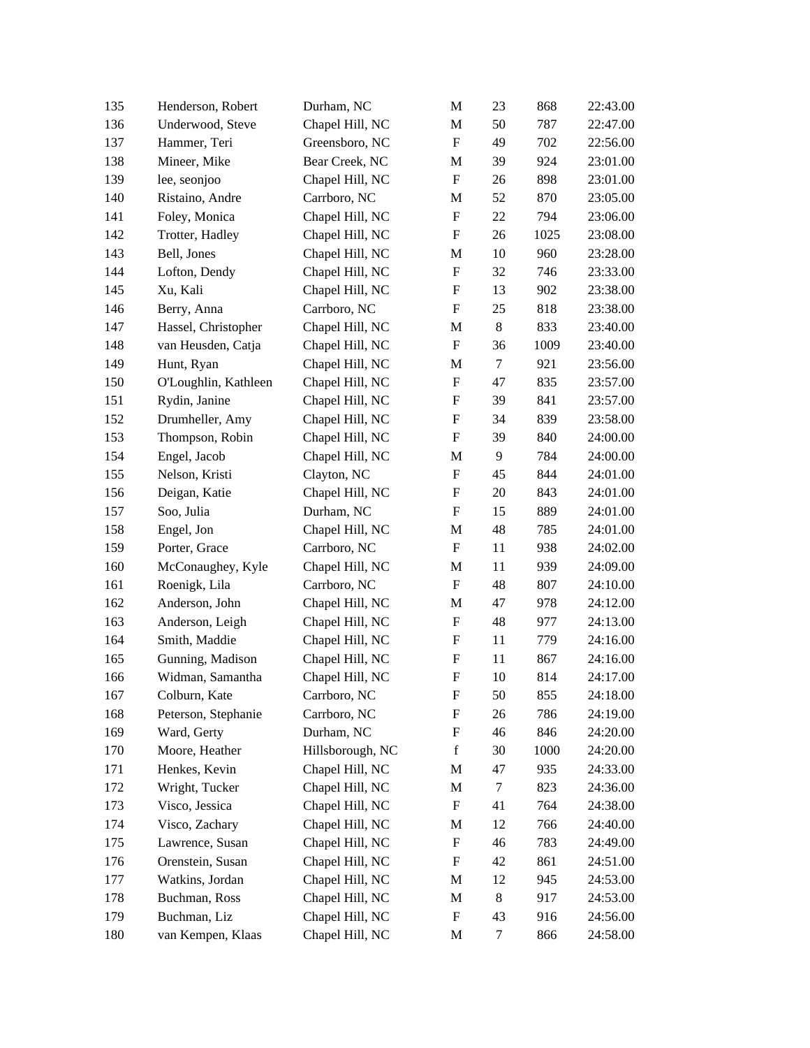| | | | | | | |
|---|---|---|---|---|---|---|
| 135 | Henderson, Robert | Durham, NC | M | 23 | 868 | 22:43.00 |
| 136 | Underwood, Steve | Chapel Hill, NC | M | 50 | 787 | 22:47.00 |
| 137 | Hammer, Teri | Greensboro, NC | F | 49 | 702 | 22:56.00 |
| 138 | Mineer, Mike | Bear Creek, NC | M | 39 | 924 | 23:01.00 |
| 139 | lee, seonjoo | Chapel Hill, NC | F | 26 | 898 | 23:01.00 |
| 140 | Ristaino, Andre | Carrboro, NC | M | 52 | 870 | 23:05.00 |
| 141 | Foley, Monica | Chapel Hill, NC | F | 22 | 794 | 23:06.00 |
| 142 | Trotter, Hadley | Chapel Hill, NC | F | 26 | 1025 | 23:08.00 |
| 143 | Bell, Jones | Chapel Hill, NC | M | 10 | 960 | 23:28.00 |
| 144 | Lofton, Dendy | Chapel Hill, NC | F | 32 | 746 | 23:33.00 |
| 145 | Xu, Kali | Chapel Hill, NC | F | 13 | 902 | 23:38.00 |
| 146 | Berry, Anna | Carrboro, NC | F | 25 | 818 | 23:38.00 |
| 147 | Hassel, Christopher | Chapel Hill, NC | M | 8 | 833 | 23:40.00 |
| 148 | van Heusden, Catja | Chapel Hill, NC | F | 36 | 1009 | 23:40.00 |
| 149 | Hunt, Ryan | Chapel Hill, NC | M | 7 | 921 | 23:56.00 |
| 150 | O'Loughlin, Kathleen | Chapel Hill, NC | F | 47 | 835 | 23:57.00 |
| 151 | Rydin, Janine | Chapel Hill, NC | F | 39 | 841 | 23:57.00 |
| 152 | Drumheller, Amy | Chapel Hill, NC | F | 34 | 839 | 23:58.00 |
| 153 | Thompson, Robin | Chapel Hill, NC | F | 39 | 840 | 24:00.00 |
| 154 | Engel, Jacob | Chapel Hill, NC | M | 9 | 784 | 24:00.00 |
| 155 | Nelson, Kristi | Clayton, NC | F | 45 | 844 | 24:01.00 |
| 156 | Deigan, Katie | Chapel Hill, NC | F | 20 | 843 | 24:01.00 |
| 157 | Soo, Julia | Durham, NC | F | 15 | 889 | 24:01.00 |
| 158 | Engel, Jon | Chapel Hill, NC | M | 48 | 785 | 24:01.00 |
| 159 | Porter, Grace | Carrboro, NC | F | 11 | 938 | 24:02.00 |
| 160 | McConaughey, Kyle | Chapel Hill, NC | M | 11 | 939 | 24:09.00 |
| 161 | Roenigk, Lila | Carrboro, NC | F | 48 | 807 | 24:10.00 |
| 162 | Anderson, John | Chapel Hill, NC | M | 47 | 978 | 24:12.00 |
| 163 | Anderson, Leigh | Chapel Hill, NC | F | 48 | 977 | 24:13.00 |
| 164 | Smith, Maddie | Chapel Hill, NC | F | 11 | 779 | 24:16.00 |
| 165 | Gunning, Madison | Chapel Hill, NC | F | 11 | 867 | 24:16.00 |
| 166 | Widman, Samantha | Chapel Hill, NC | F | 10 | 814 | 24:17.00 |
| 167 | Colburn, Kate | Carrboro, NC | F | 50 | 855 | 24:18.00 |
| 168 | Peterson, Stephanie | Carrboro, NC | F | 26 | 786 | 24:19.00 |
| 169 | Ward, Gerty | Durham, NC | F | 46 | 846 | 24:20.00 |
| 170 | Moore, Heather | Hillsborough, NC | f | 30 | 1000 | 24:20.00 |
| 171 | Henkes, Kevin | Chapel Hill, NC | M | 47 | 935 | 24:33.00 |
| 172 | Wright, Tucker | Chapel Hill, NC | M | 7 | 823 | 24:36.00 |
| 173 | Visco, Jessica | Chapel Hill, NC | F | 41 | 764 | 24:38.00 |
| 174 | Visco, Zachary | Chapel Hill, NC | M | 12 | 766 | 24:40.00 |
| 175 | Lawrence, Susan | Chapel Hill, NC | F | 46 | 783 | 24:49.00 |
| 176 | Orenstein, Susan | Chapel Hill, NC | F | 42 | 861 | 24:51.00 |
| 177 | Watkins, Jordan | Chapel Hill, NC | M | 12 | 945 | 24:53.00 |
| 178 | Buchman, Ross | Chapel Hill, NC | M | 8 | 917 | 24:53.00 |
| 179 | Buchman, Liz | Chapel Hill, NC | F | 43 | 916 | 24:56.00 |
| 180 | van Kempen, Klaas | Chapel Hill, NC | M | 7 | 866 | 24:58.00 |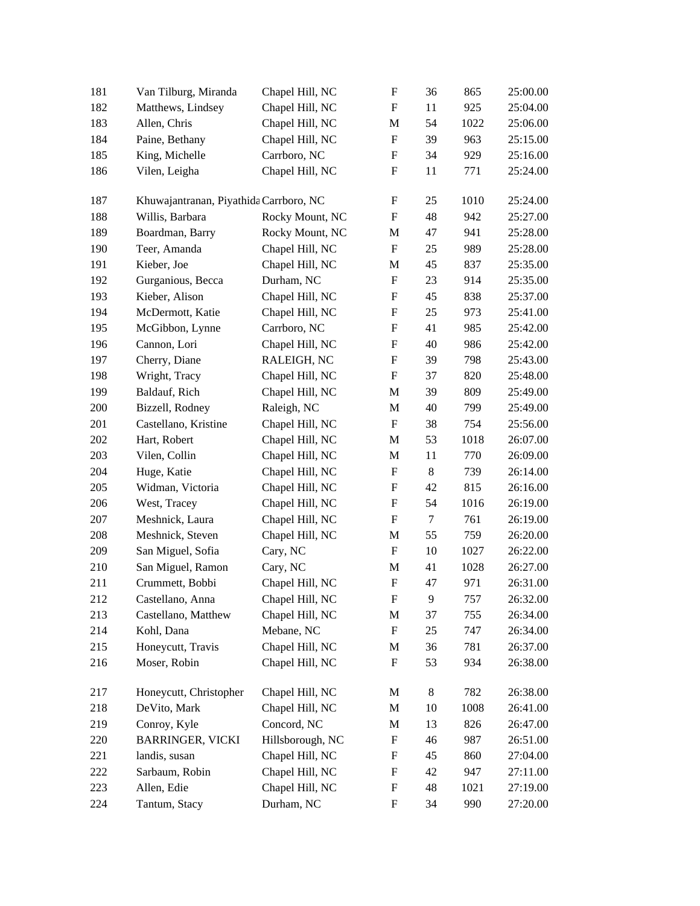| | | | | | | |
|---|---|---|---|---|---|---|
| 181 | Van Tilburg, Miranda | Chapel Hill, NC | F | 36 | 865 | 25:00.00 |
| 182 | Matthews, Lindsey | Chapel Hill, NC | F | 11 | 925 | 25:04.00 |
| 183 | Allen, Chris | Chapel Hill, NC | M | 54 | 1022 | 25:06.00 |
| 184 | Paine, Bethany | Chapel Hill, NC | F | 39 | 963 | 25:15.00 |
| 185 | King, Michelle | Carrboro, NC | F | 34 | 929 | 25:16.00 |
| 186 | Vilen, Leigha | Chapel Hill, NC | F | 11 | 771 | 25:24.00 |
| 187 | Khuwajantranan, Piyathida | Carrboro, NC | F | 25 | 1010 | 25:24.00 |
| 188 | Willis, Barbara | Rocky Mount, NC | F | 48 | 942 | 25:27.00 |
| 189 | Boardman, Barry | Rocky Mount, NC | M | 47 | 941 | 25:28.00 |
| 190 | Teer, Amanda | Chapel Hill, NC | F | 25 | 989 | 25:28.00 |
| 191 | Kieber, Joe | Chapel Hill, NC | M | 45 | 837 | 25:35.00 |
| 192 | Gurganious, Becca | Durham, NC | F | 23 | 914 | 25:35.00 |
| 193 | Kieber, Alison | Chapel Hill, NC | F | 45 | 838 | 25:37.00 |
| 194 | McDermott, Katie | Chapel Hill, NC | F | 25 | 973 | 25:41.00 |
| 195 | McGibbon, Lynne | Carrboro, NC | F | 41 | 985 | 25:42.00 |
| 196 | Cannon, Lori | Chapel Hill, NC | F | 40 | 986 | 25:42.00 |
| 197 | Cherry, Diane | RALEIGH, NC | F | 39 | 798 | 25:43.00 |
| 198 | Wright, Tracy | Chapel Hill, NC | F | 37 | 820 | 25:48.00 |
| 199 | Baldauf, Rich | Chapel Hill, NC | M | 39 | 809 | 25:49.00 |
| 200 | Bizzell, Rodney | Raleigh, NC | M | 40 | 799 | 25:49.00 |
| 201 | Castellano, Kristine | Chapel Hill, NC | F | 38 | 754 | 25:56.00 |
| 202 | Hart, Robert | Chapel Hill, NC | M | 53 | 1018 | 26:07.00 |
| 203 | Vilen, Collin | Chapel Hill, NC | M | 11 | 770 | 26:09.00 |
| 204 | Huge, Katie | Chapel Hill, NC | F | 8 | 739 | 26:14.00 |
| 205 | Widman, Victoria | Chapel Hill, NC | F | 42 | 815 | 26:16.00 |
| 206 | West, Tracey | Chapel Hill, NC | F | 54 | 1016 | 26:19.00 |
| 207 | Meshnick, Laura | Chapel Hill, NC | F | 7 | 761 | 26:19.00 |
| 208 | Meshnick, Steven | Chapel Hill, NC | M | 55 | 759 | 26:20.00 |
| 209 | San Miguel, Sofia | Cary, NC | F | 10 | 1027 | 26:22.00 |
| 210 | San Miguel, Ramon | Cary, NC | M | 41 | 1028 | 26:27.00 |
| 211 | Crummett, Bobbi | Chapel Hill, NC | F | 47 | 971 | 26:31.00 |
| 212 | Castellano, Anna | Chapel Hill, NC | F | 9 | 757 | 26:32.00 |
| 213 | Castellano, Matthew | Chapel Hill, NC | M | 37 | 755 | 26:34.00 |
| 214 | Kohl, Dana | Mebane, NC | F | 25 | 747 | 26:34.00 |
| 215 | Honeycutt, Travis | Chapel Hill, NC | M | 36 | 781 | 26:37.00 |
| 216 | Moser, Robin | Chapel Hill, NC | F | 53 | 934 | 26:38.00 |
| 217 | Honeycutt, Christopher | Chapel Hill, NC | M | 8 | 782 | 26:38.00 |
| 218 | DeVito, Mark | Chapel Hill, NC | M | 10 | 1008 | 26:41.00 |
| 219 | Conroy, Kyle | Concord, NC | M | 13 | 826 | 26:47.00 |
| 220 | BARRINGER, VICKI | Hillsborough, NC | F | 46 | 987 | 26:51.00 |
| 221 | landis, susan | Chapel Hill, NC | F | 45 | 860 | 27:04.00 |
| 222 | Sarbaum, Robin | Chapel Hill, NC | F | 42 | 947 | 27:11.00 |
| 223 | Allen, Edie | Chapel Hill, NC | F | 48 | 1021 | 27:19.00 |
| 224 | Tantum, Stacy | Durham, NC | F | 34 | 990 | 27:20.00 |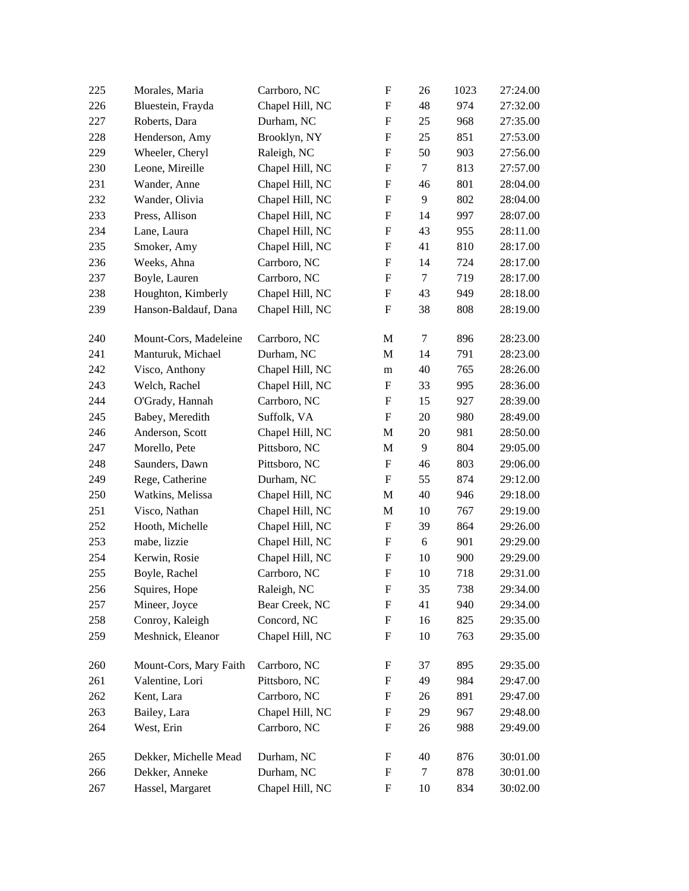| | | | | | | |
|---|---|---|---|---|---|---|
| 225 | Morales, Maria | Carrboro, NC | F | 26 | 1023 | 27:24.00 |
| 226 | Bluestein, Frayda | Chapel Hill, NC | F | 48 | 974 | 27:32.00 |
| 227 | Roberts, Dara | Durham, NC | F | 25 | 968 | 27:35.00 |
| 228 | Henderson, Amy | Brooklyn, NY | F | 25 | 851 | 27:53.00 |
| 229 | Wheeler, Cheryl | Raleigh, NC | F | 50 | 903 | 27:56.00 |
| 230 | Leone, Mireille | Chapel Hill, NC | F | 7 | 813 | 27:57.00 |
| 231 | Wander, Anne | Chapel Hill, NC | F | 46 | 801 | 28:04.00 |
| 232 | Wander, Olivia | Chapel Hill, NC | F | 9 | 802 | 28:04.00 |
| 233 | Press, Allison | Chapel Hill, NC | F | 14 | 997 | 28:07.00 |
| 234 | Lane, Laura | Chapel Hill, NC | F | 43 | 955 | 28:11.00 |
| 235 | Smoker, Amy | Chapel Hill, NC | F | 41 | 810 | 28:17.00 |
| 236 | Weeks, Ahna | Carrboro, NC | F | 14 | 724 | 28:17.00 |
| 237 | Boyle, Lauren | Carrboro, NC | F | 7 | 719 | 28:17.00 |
| 238 | Houghton, Kimberly | Chapel Hill, NC | F | 43 | 949 | 28:18.00 |
| 239 | Hanson-Baldauf, Dana | Chapel Hill, NC | F | 38 | 808 | 28:19.00 |
| 240 | Mount-Cors, Madeleine | Carrboro, NC | M | 7 | 896 | 28:23.00 |
| 241 | Manturuk, Michael | Durham, NC | M | 14 | 791 | 28:23.00 |
| 242 | Visco, Anthony | Chapel Hill, NC | m | 40 | 765 | 28:26.00 |
| 243 | Welch, Rachel | Chapel Hill, NC | F | 33 | 995 | 28:36.00 |
| 244 | O'Grady, Hannah | Carrboro, NC | F | 15 | 927 | 28:39.00 |
| 245 | Babey, Meredith | Suffolk, VA | F | 20 | 980 | 28:49.00 |
| 246 | Anderson, Scott | Chapel Hill, NC | M | 20 | 981 | 28:50.00 |
| 247 | Morello, Pete | Pittsboro, NC | M | 9 | 804 | 29:05.00 |
| 248 | Saunders, Dawn | Pittsboro, NC | F | 46 | 803 | 29:06.00 |
| 249 | Rege, Catherine | Durham, NC | F | 55 | 874 | 29:12.00 |
| 250 | Watkins, Melissa | Chapel Hill, NC | M | 40 | 946 | 29:18.00 |
| 251 | Visco, Nathan | Chapel Hill, NC | M | 10 | 767 | 29:19.00 |
| 252 | Hooth, Michelle | Chapel Hill, NC | F | 39 | 864 | 29:26.00 |
| 253 | mabe, lizzie | Chapel Hill, NC | F | 6 | 901 | 29:29.00 |
| 254 | Kerwin, Rosie | Chapel Hill, NC | F | 10 | 900 | 29:29.00 |
| 255 | Boyle, Rachel | Carrboro, NC | F | 10 | 718 | 29:31.00 |
| 256 | Squires, Hope | Raleigh, NC | F | 35 | 738 | 29:34.00 |
| 257 | Mineer, Joyce | Bear Creek, NC | F | 41 | 940 | 29:34.00 |
| 258 | Conroy, Kaleigh | Concord, NC | F | 16 | 825 | 29:35.00 |
| 259 | Meshnick, Eleanor | Chapel Hill, NC | F | 10 | 763 | 29:35.00 |
| 260 | Mount-Cors, Mary Faith | Carrboro, NC | F | 37 | 895 | 29:35.00 |
| 261 | Valentine, Lori | Pittsboro, NC | F | 49 | 984 | 29:47.00 |
| 262 | Kent, Lara | Carrboro, NC | F | 26 | 891 | 29:47.00 |
| 263 | Bailey, Lara | Chapel Hill, NC | F | 29 | 967 | 29:48.00 |
| 264 | West, Erin | Carrboro, NC | F | 26 | 988 | 29:49.00 |
| 265 | Dekker, Michelle Mead | Durham, NC | F | 40 | 876 | 30:01.00 |
| 266 | Dekker, Anneke | Durham, NC | F | 7 | 878 | 30:01.00 |
| 267 | Hassel, Margaret | Chapel Hill, NC | F | 10 | 834 | 30:02.00 |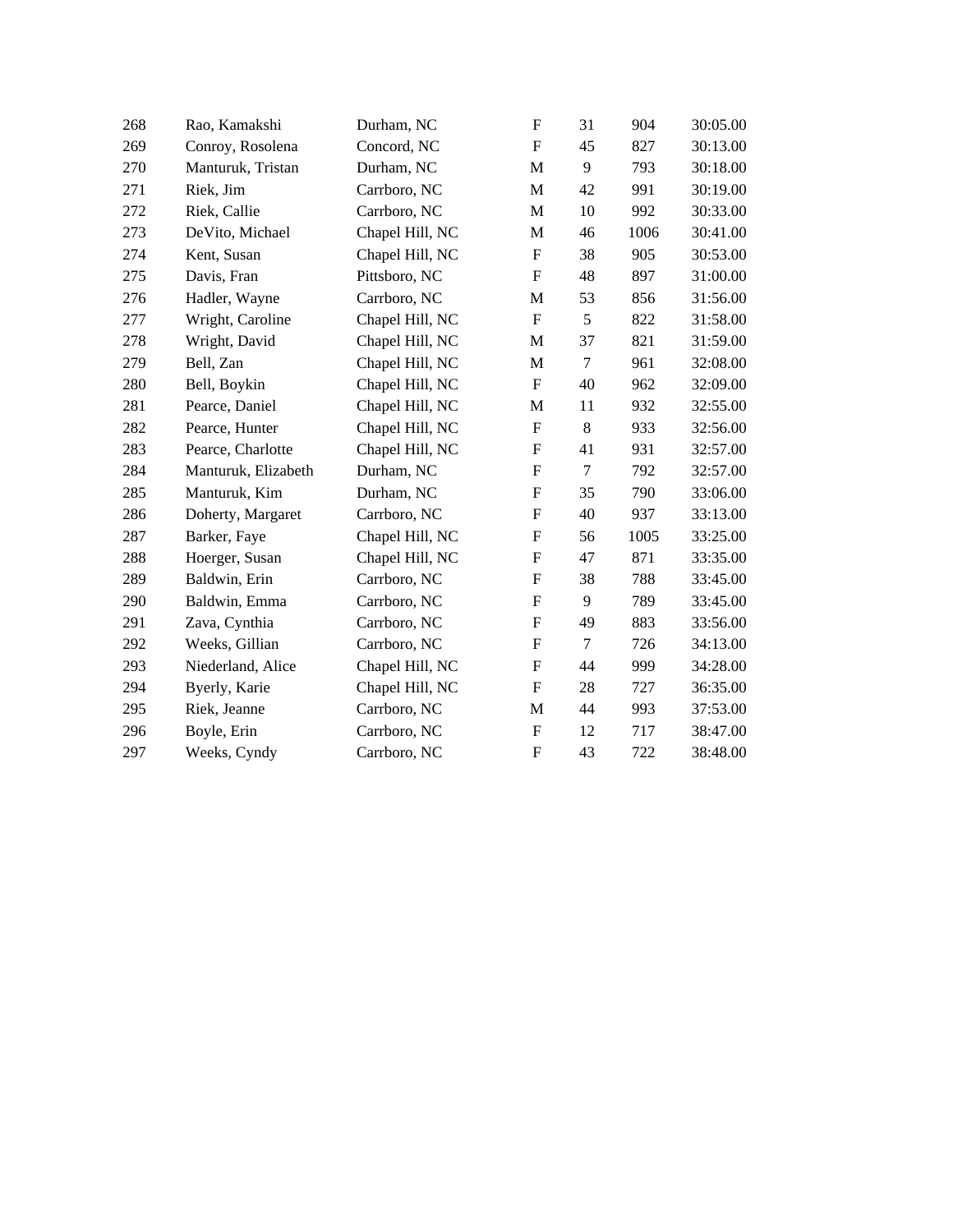| | | | | | | |
|---|---|---|---|---|---|---|
| 268 | Rao, Kamakshi | Durham, NC | F | 31 | 904 | 30:05.00 |
| 269 | Conroy, Rosolena | Concord, NC | F | 45 | 827 | 30:13.00 |
| 270 | Manturuk, Tristan | Durham, NC | M | 9 | 793 | 30:18.00 |
| 271 | Riek, Jim | Carrboro, NC | M | 42 | 991 | 30:19.00 |
| 272 | Riek, Callie | Carrboro, NC | M | 10 | 992 | 30:33.00 |
| 273 | DeVito, Michael | Chapel Hill, NC | M | 46 | 1006 | 30:41.00 |
| 274 | Kent, Susan | Chapel Hill, NC | F | 38 | 905 | 30:53.00 |
| 275 | Davis, Fran | Pittsboro, NC | F | 48 | 897 | 31:00.00 |
| 276 | Hadler, Wayne | Carrboro, NC | M | 53 | 856 | 31:56.00 |
| 277 | Wright, Caroline | Chapel Hill, NC | F | 5 | 822 | 31:58.00 |
| 278 | Wright, David | Chapel Hill, NC | M | 37 | 821 | 31:59.00 |
| 279 | Bell, Zan | Chapel Hill, NC | M | 7 | 961 | 32:08.00 |
| 280 | Bell, Boykin | Chapel Hill, NC | F | 40 | 962 | 32:09.00 |
| 281 | Pearce, Daniel | Chapel Hill, NC | M | 11 | 932 | 32:55.00 |
| 282 | Pearce, Hunter | Chapel Hill, NC | F | 8 | 933 | 32:56.00 |
| 283 | Pearce, Charlotte | Chapel Hill, NC | F | 41 | 931 | 32:57.00 |
| 284 | Manturuk, Elizabeth | Durham, NC | F | 7 | 792 | 32:57.00 |
| 285 | Manturuk, Kim | Durham, NC | F | 35 | 790 | 33:06.00 |
| 286 | Doherty, Margaret | Carrboro, NC | F | 40 | 937 | 33:13.00 |
| 287 | Barker, Faye | Chapel Hill, NC | F | 56 | 1005 | 33:25.00 |
| 288 | Hoerger, Susan | Chapel Hill, NC | F | 47 | 871 | 33:35.00 |
| 289 | Baldwin, Erin | Carrboro, NC | F | 38 | 788 | 33:45.00 |
| 290 | Baldwin, Emma | Carrboro, NC | F | 9 | 789 | 33:45.00 |
| 291 | Zava, Cynthia | Carrboro, NC | F | 49 | 883 | 33:56.00 |
| 292 | Weeks, Gillian | Carrboro, NC | F | 7 | 726 | 34:13.00 |
| 293 | Niederland, Alice | Chapel Hill, NC | F | 44 | 999 | 34:28.00 |
| 294 | Byerly, Karie | Chapel Hill, NC | F | 28 | 727 | 36:35.00 |
| 295 | Riek, Jeanne | Carrboro, NC | M | 44 | 993 | 37:53.00 |
| 296 | Boyle, Erin | Carrboro, NC | F | 12 | 717 | 38:47.00 |
| 297 | Weeks, Cyndy | Carrboro, NC | F | 43 | 722 | 38:48.00 |